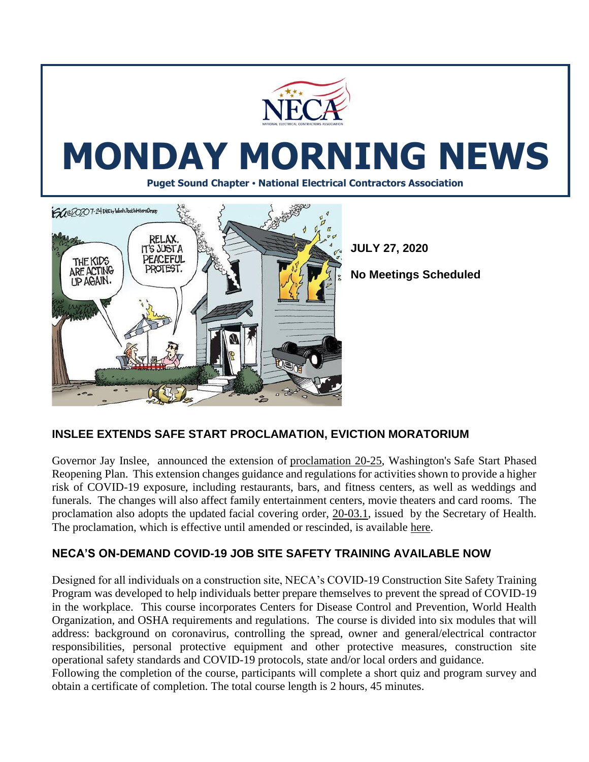# MONDAY MORNING NEWS

**Puget Sound Chapter • National Electrical Contractors Association**

**JULY 27, 2020**

**No Meetings Scheduled**

## INSLEE EXTENDS SAFE START PROCLAMATION, EVICTION MORATORIUM

Governor Jay Inslee, announced the extension of proclamation 20-25, Washington's Safe Start Phased Reopening Plan. This extension changes guidance and regulations for activities shown to provide a higher risk of COVID-19 exposure, including restaurants, bars, and fitness centers, as well as weddings and funerals. The changes will also affect family entertainment centers, movie theaters and card rooms. The proclamation also adopts the updated facial covering order, 20-03.1, issued by the Secretary of Health. The proclamation, which is effective until amended or rescinded, is available here.

## NECA'S ON-DEMAND COVID-19 JOB SITE SAFETY TRAINING AVAILABLE NOW

Designed for all individuals on a construction site, NECA's COVID-19 Construction Site Safety Training Program was developed to help individuals better prepare themselves to prevent the spread of COVID-19 in the workplace. This course incorporates Centers for Disease Control and Prevention, World Health Organization, and OSHA requirements and regulations. The course is divided into six modules that will address: background on coronavirus, controlling the spread, owner and general/electrical contractor responsibilities, personal protective equipment and other protective measures, construction site operational safety standards and COVID-19 protocols, state and/or local orders and guidance.
Following the completion of the course, participants will complete a short quiz and program survey and obtain a certificate of completion. The total course length is 2 hours, 45 minutes.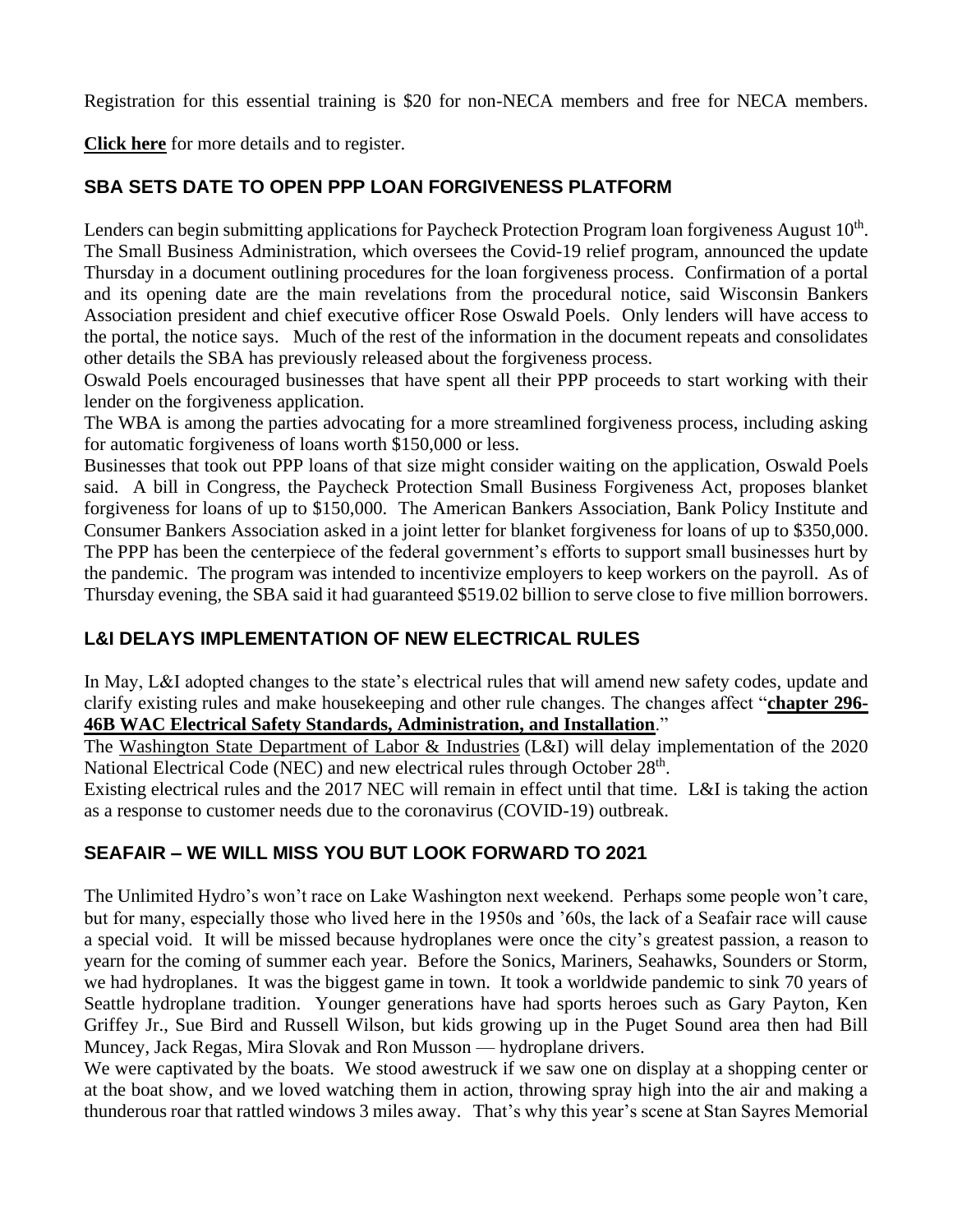Registration for this essential training is $20 for non-NECA members and free for NECA members.

**Click here** for more details and to register.

## SBA SETS DATE TO OPEN PPP LOAN FORGIVENESS PLATFORM

Lenders can begin submitting applications for Paycheck Protection Program loan forgiveness August 10th. The Small Business Administration, which oversees the Covid-19 relief program, announced the update Thursday in a document outlining procedures for the loan forgiveness process. Confirmation of a portal and its opening date are the main revelations from the procedural notice, said Wisconsin Bankers Association president and chief executive officer Rose Oswald Poels. Only lenders will have access to the portal, the notice says. Much of the rest of the information in the document repeats and consolidates other details the SBA has previously released about the forgiveness process.

Oswald Poels encouraged businesses that have spent all their PPP proceeds to start working with their lender on the forgiveness application.

The WBA is among the parties advocating for a more streamlined forgiveness process, including asking for automatic forgiveness of loans worth $150,000 or less.

Businesses that took out PPP loans of that size might consider waiting on the application, Oswald Poels said. A bill in Congress, the Paycheck Protection Small Business Forgiveness Act, proposes blanket forgiveness for loans of up to $150,000. The American Bankers Association, Bank Policy Institute and Consumer Bankers Association asked in a joint letter for blanket forgiveness for loans of up to $350,000.

The PPP has been the centerpiece of the federal government's efforts to support small businesses hurt by the pandemic. The program was intended to incentivize employers to keep workers on the payroll. As of Thursday evening, the SBA said it had guaranteed $519.02 billion to serve close to five million borrowers.

## L&I DELAYS IMPLEMENTATION OF NEW ELECTRICAL RULES

In May, L&I adopted changes to the state's electrical rules that will amend new safety codes, update and clarify existing rules and make housekeeping and other rule changes. The changes affect "**chapter 296-46B WAC Electrical Safety Standards, Administration, and Installation**."

The Washington State Department of Labor & Industries (L&I) will delay implementation of the 2020 National Electrical Code (NEC) and new electrical rules through October 28th.

Existing electrical rules and the 2017 NEC will remain in effect until that time. L&I is taking the action as a response to customer needs due to the coronavirus (COVID-19) outbreak.

## SEAFAIR – WE WILL MISS YOU BUT LOOK FORWARD TO 2021

The Unlimited Hydro's won't race on Lake Washington next weekend. Perhaps some people won't care, but for many, especially those who lived here in the 1950s and '60s, the lack of a Seafair race will cause a special void. It will be missed because hydroplanes were once the city's greatest passion, a reason to yearn for the coming of summer each year. Before the Sonics, Mariners, Seahawks, Sounders or Storm, we had hydroplanes. It was the biggest game in town. It took a worldwide pandemic to sink 70 years of Seattle hydroplane tradition. Younger generations have had sports heroes such as Gary Payton, Ken Griffey Jr., Sue Bird and Russell Wilson, but kids growing up in the Puget Sound area then had Bill Muncey, Jack Regas, Mira Slovak and Ron Musson — hydroplane drivers.

We were captivated by the boats. We stood awestruck if we saw one on display at a shopping center or at the boat show, and we loved watching them in action, throwing spray high into the air and making a thunderous roar that rattled windows 3 miles away. That's why this year's scene at Stan Sayres Memorial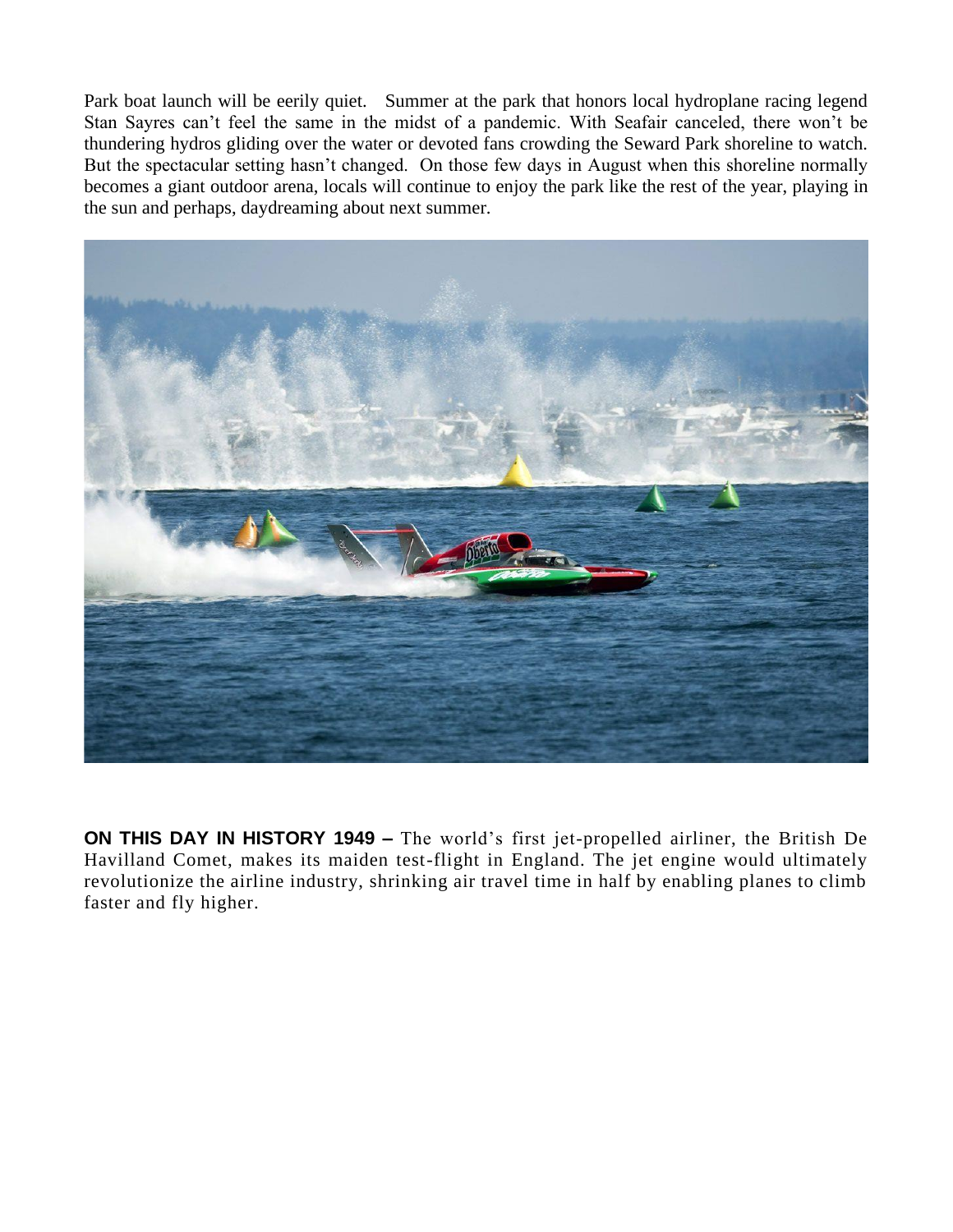Park boat launch will be eerily quiet. Summer at the park that honors local hydroplane racing legend Stan Sayres can't feel the same in the midst of a pandemic. With Seafair canceled, there won't be thundering hydros gliding over the water or devoted fans crowding the Seward Park shoreline to watch. But the spectacular setting hasn't changed. On those few days in August when this shoreline normally becomes a giant outdoor arena, locals will continue to enjoy the park like the rest of the year, playing in the sun and perhaps, daydreaming about next summer.

**ON THIS DAY IN HISTORY 1949 –** The world's first jet-propelled airliner, the British De Havilland Comet, makes its maiden test-flight in England. The jet engine would ultimately revolutionize the airline industry, shrinking air travel time in half by enabling planes to climb faster and fly higher.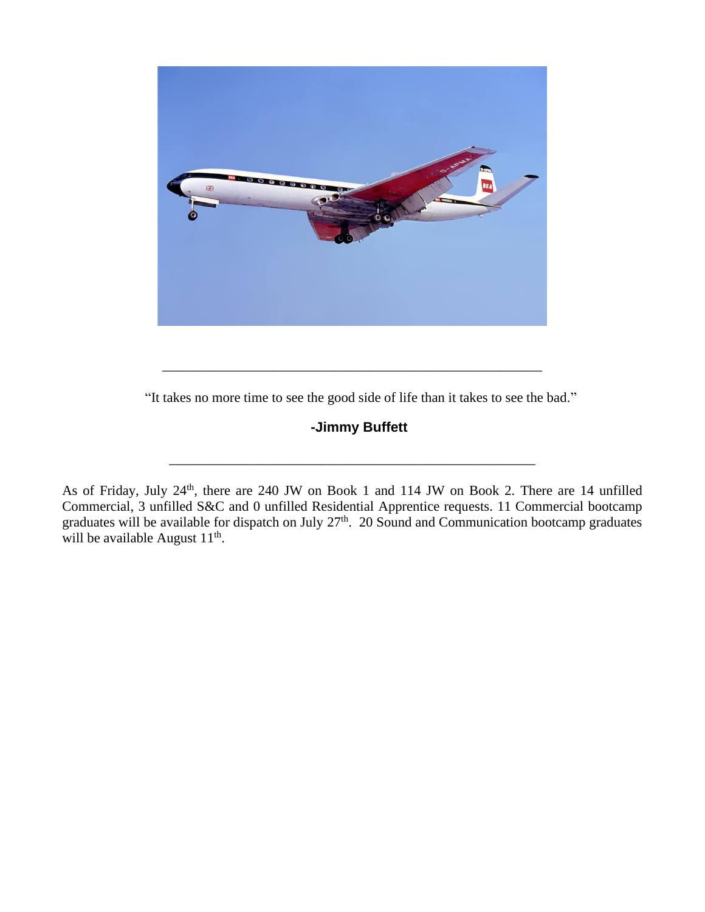---

"It takes no more time to see the good side of life than it takes to see the bad."

**-Jimmy Buffett**

---

As of Friday, July 24th, there are 240 JW on Book 1 and 114 JW on Book 2. There are 14 unfilled Commercial, 3 unfilled S&C and 0 unfilled Residential Apprentice requests. 11 Commercial bootcamp graduates will be available for dispatch on July 27th. 20 Sound and Communication bootcamp graduates will be available August 11th.